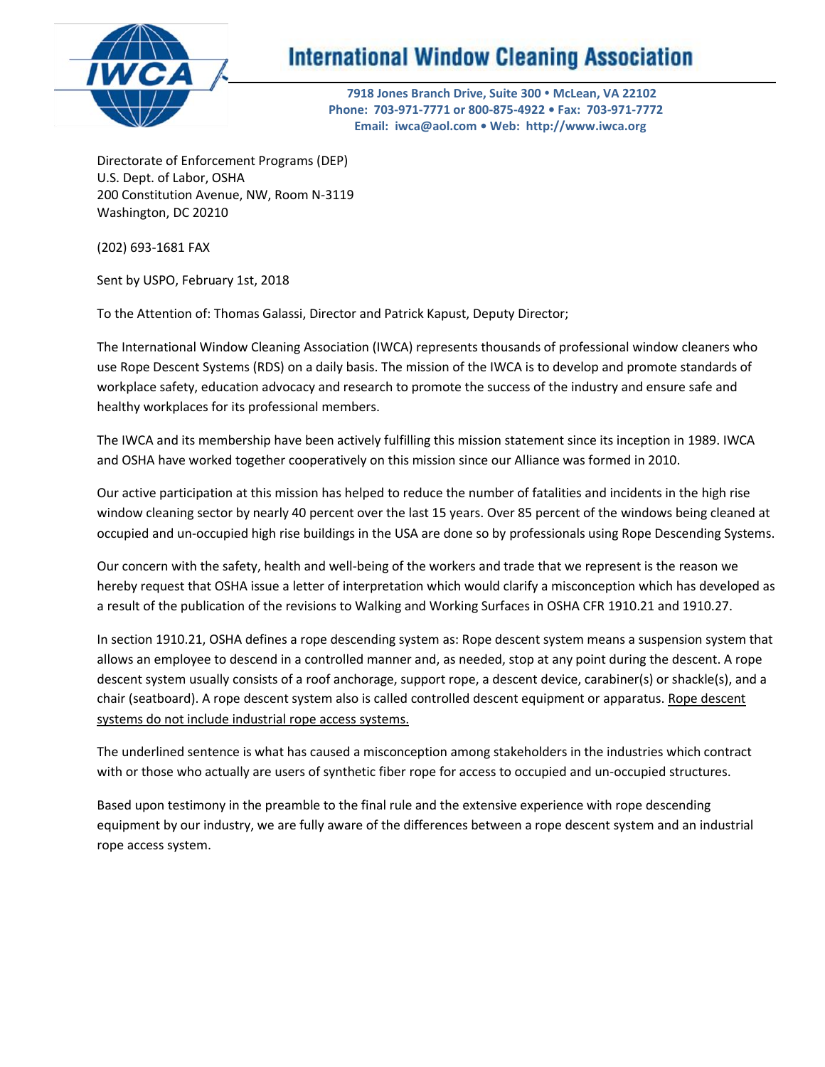# International Window Cleaning Association

**7918 Jones Branch Drive, Suite 300 • McLean, VA 22102**
**Phone: 703-971-7771 or 800-875-4922 • Fax: 703-971-7772**
**Email: iwca@aol.com • Web: http://www.iwca.org**

Directorate of Enforcement Programs (DEP)
U.S. Dept. of Labor, OSHA
200 Constitution Avenue, NW, Room N-3119
Washington, DC 20210

(202) 693-1681 FAX

Sent by USPO, February 1st, 2018

To the Attention of: Thomas Galassi, Director and Patrick Kapust, Deputy Director;

The International Window Cleaning Association (IWCA) represents thousands of professional window cleaners who use Rope Descent Systems (RDS) on a daily basis. The mission of the IWCA is to develop and promote standards of workplace safety, education advocacy and research to promote the success of the industry and ensure safe and healthy workplaces for its professional members.

The IWCA and its membership have been actively fulfilling this mission statement since its inception in 1989. IWCA and OSHA have worked together cooperatively on this mission since our Alliance was formed in 2010.

Our active participation at this mission has helped to reduce the number of fatalities and incidents in the high rise window cleaning sector by nearly 40 percent over the last 15 years. Over 85 percent of the windows being cleaned at occupied and un-occupied high rise buildings in the USA are done so by professionals using Rope Descending Systems.

Our concern with the safety, health and well-being of the workers and trade that we represent is the reason we hereby request that OSHA issue a letter of interpretation which would clarify a misconception which has developed as a result of the publication of the revisions to Walking and Working Surfaces in OSHA CFR 1910.21 and 1910.27.

In section 1910.21, OSHA defines a rope descending system as: Rope descent system means a suspension system that allows an employee to descend in a controlled manner and, as needed, stop at any point during the descent. A rope descent system usually consists of a roof anchorage, support rope, a descent device, carabiner(s) or shackle(s), and a chair (seatboard). A rope descent system also is called controlled descent equipment or apparatus. <u>Rope descent systems do not include industrial rope access systems.</u>

The underlined sentence is what has caused a misconception among stakeholders in the industries which contract with or those who actually are users of synthetic fiber rope for access to occupied and un-occupied structures.

Based upon testimony in the preamble to the final rule and the extensive experience with rope descending equipment by our industry, we are fully aware of the differences between a rope descent system and an industrial rope access system.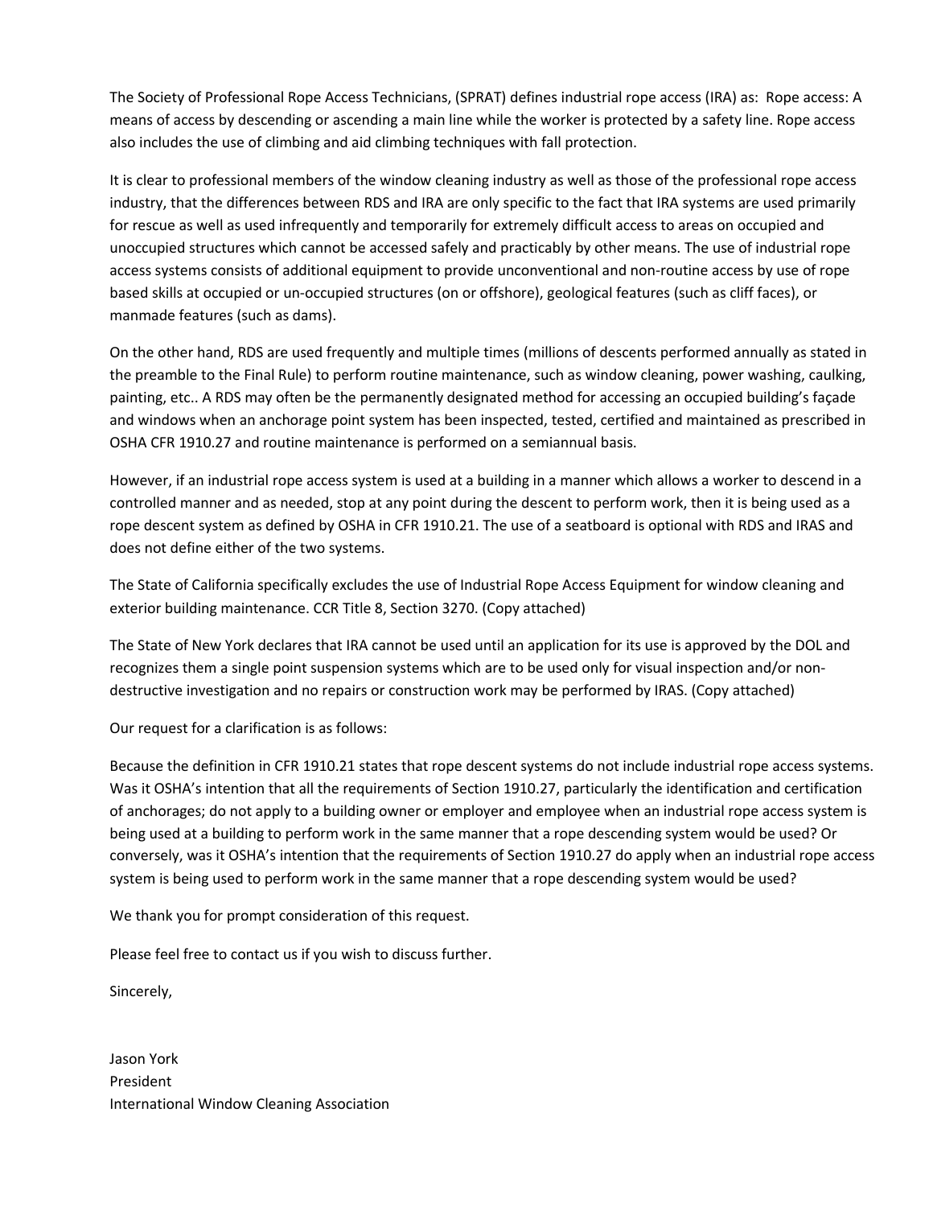The Society of Professional Rope Access Technicians, (SPRAT) defines industrial rope access (IRA) as: Rope access: A means of access by descending or ascending a main line while the worker is protected by a safety line. Rope access also includes the use of climbing and aid climbing techniques with fall protection.

It is clear to professional members of the window cleaning industry as well as those of the professional rope access industry, that the differences between RDS and IRA are only specific to the fact that IRA systems are used primarily for rescue as well as used infrequently and temporarily for extremely difficult access to areas on occupied and unoccupied structures which cannot be accessed safely and practicably by other means. The use of industrial rope access systems consists of additional equipment to provide unconventional and non-routine access by use of rope based skills at occupied or un-occupied structures (on or offshore), geological features (such as cliff faces), or manmade features (such as dams).

On the other hand, RDS are used frequently and multiple times (millions of descents performed annually as stated in the preamble to the Final Rule) to perform routine maintenance, such as window cleaning, power washing, caulking, painting, etc.. A RDS may often be the permanently designated method for accessing an occupied building's façade and windows when an anchorage point system has been inspected, tested, certified and maintained as prescribed in OSHA CFR 1910.27 and routine maintenance is performed on a semiannual basis.

However, if an industrial rope access system is used at a building in a manner which allows a worker to descend in a controlled manner and as needed, stop at any point during the descent to perform work, then it is being used as a rope descent system as defined by OSHA in CFR 1910.21. The use of a seatboard is optional with RDS and IRAS and does not define either of the two systems.

The State of California specifically excludes the use of Industrial Rope Access Equipment for window cleaning and exterior building maintenance. CCR Title 8, Section 3270. (Copy attached)

The State of New York declares that IRA cannot be used until an application for its use is approved by the DOL and recognizes them a single point suspension systems which are to be used only for visual inspection and/or non-destructive investigation and no repairs or construction work may be performed by IRAS. (Copy attached)

Our request for a clarification is as follows:

Because the definition in CFR 1910.21 states that rope descent systems do not include industrial rope access systems. Was it OSHA's intention that all the requirements of Section 1910.27, particularly the identification and certification of anchorages; do not apply to a building owner or employer and employee when an industrial rope access system is being used at a building to perform work in the same manner that a rope descending system would be used? Or conversely, was it OSHA's intention that the requirements of Section 1910.27 do apply when an industrial rope access system is being used to perform work in the same manner that a rope descending system would be used?

We thank you for prompt consideration of this request.

Please feel free to contact us if you wish to discuss further.

Sincerely,

Jason York
President
International Window Cleaning Association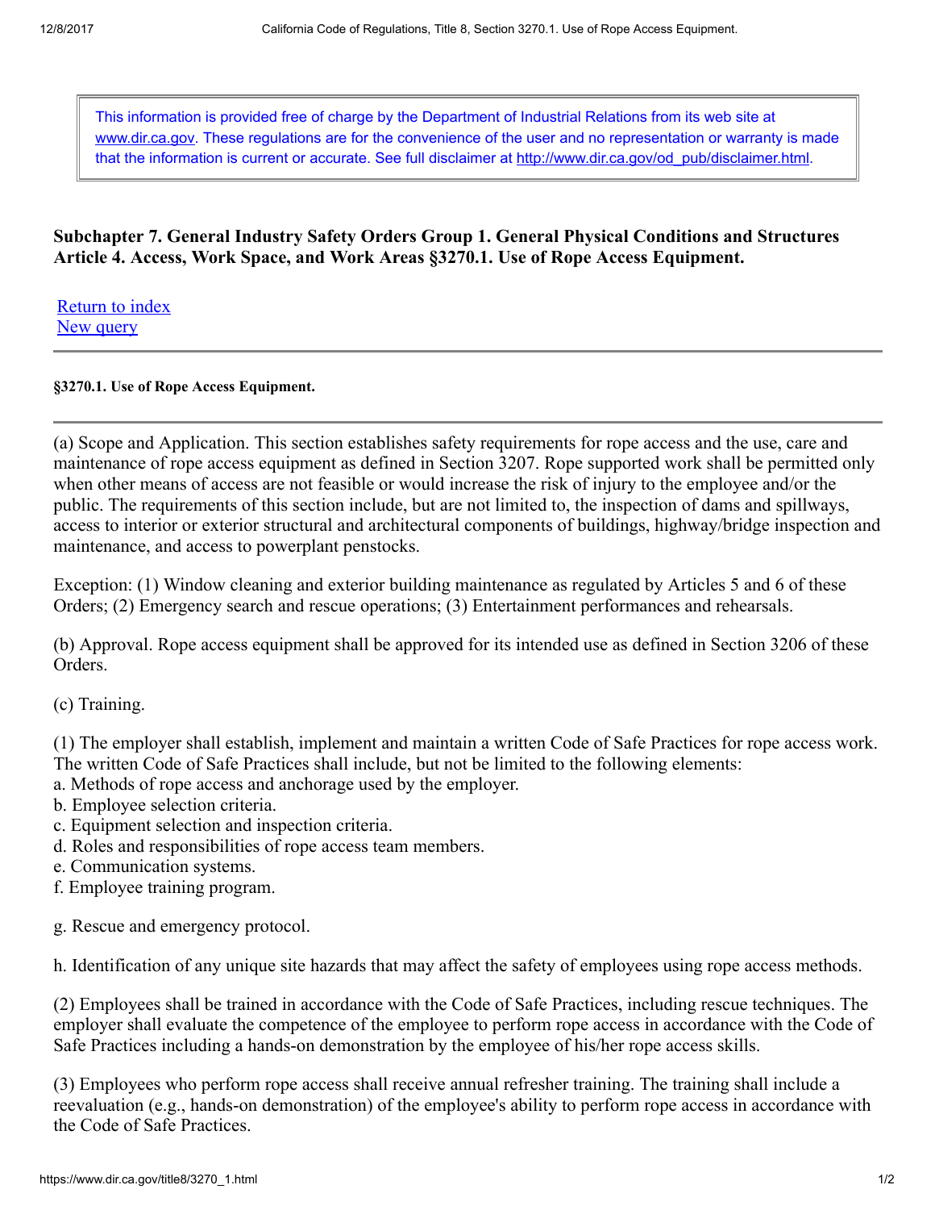This information is provided free of charge by the Department of Industrial Relations from its web site at www.dir.ca.gov. These regulations are for the convenience of the user and no representation or warranty is made that the information is current or accurate. See full disclaimer at http://www.dir.ca.gov/od_pub/disclaimer.html.

### Subchapter 7. General Industry Safety Orders Group 1. General Physical Conditions and Structures Article 4. Access, Work Space, and Work Areas §3270.1. Use of Rope Access Equipment.

Return to index
New query

---

**§3270.1. Use of Rope Access Equipment.**

---

(a) Scope and Application. This section establishes safety requirements for rope access and the use, care and maintenance of rope access equipment as defined in Section 3207. Rope supported work shall be permitted only when other means of access are not feasible or would increase the risk of injury to the employee and/or the public. The requirements of this section include, but are not limited to, the inspection of dams and spillways, access to interior or exterior structural and architectural components of buildings, highway/bridge inspection and maintenance, and access to powerplant penstocks.

Exception: (1) Window cleaning and exterior building maintenance as regulated by Articles 5 and 6 of these Orders; (2) Emergency search and rescue operations; (3) Entertainment performances and rehearsals.

(b) Approval. Rope access equipment shall be approved for its intended use as defined in Section 3206 of these Orders.

(c) Training.

(1) The employer shall establish, implement and maintain a written Code of Safe Practices for rope access work. The written Code of Safe Practices shall include, but not be limited to the following elements:
a. Methods of rope access and anchorage used by the employer.
b. Employee selection criteria.
c. Equipment selection and inspection criteria.
d. Roles and responsibilities of rope access team members.
e. Communication systems.
f. Employee training program.

g. Rescue and emergency protocol.

h. Identification of any unique site hazards that may affect the safety of employees using rope access methods.

(2) Employees shall be trained in accordance with the Code of Safe Practices, including rescue techniques. The employer shall evaluate the competence of the employee to perform rope access in accordance with the Code of Safe Practices including a hands-on demonstration by the employee of his/her rope access skills.

(3) Employees who perform rope access shall receive annual refresher training. The training shall include a reevaluation (e.g., hands-on demonstration) of the employee's ability to perform rope access in accordance with the Code of Safe Practices.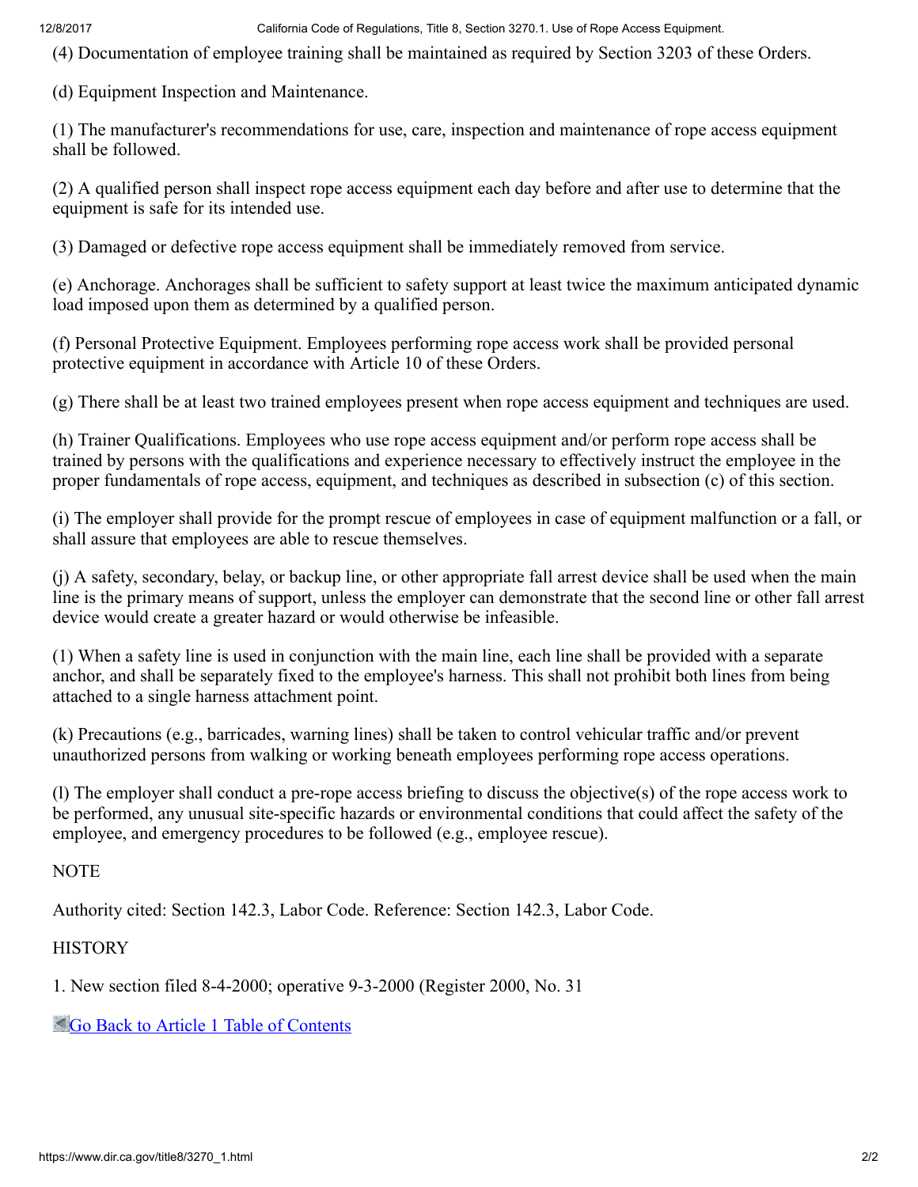(4) Documentation of employee training shall be maintained as required by Section 3203 of these Orders.

(d) Equipment Inspection and Maintenance.

(1) The manufacturer's recommendations for use, care, inspection and maintenance of rope access equipment shall be followed.

(2) A qualified person shall inspect rope access equipment each day before and after use to determine that the equipment is safe for its intended use.

(3) Damaged or defective rope access equipment shall be immediately removed from service.

(e) Anchorage. Anchorages shall be sufficient to safety support at least twice the maximum anticipated dynamic load imposed upon them as determined by a qualified person.

(f) Personal Protective Equipment. Employees performing rope access work shall be provided personal protective equipment in accordance with Article 10 of these Orders.

(g) There shall be at least two trained employees present when rope access equipment and techniques are used.

(h) Trainer Qualifications. Employees who use rope access equipment and/or perform rope access shall be trained by persons with the qualifications and experience necessary to effectively instruct the employee in the proper fundamentals of rope access, equipment, and techniques as described in subsection (c) of this section.

(i) The employer shall provide for the prompt rescue of employees in case of equipment malfunction or a fall, or shall assure that employees are able to rescue themselves.

(j) A safety, secondary, belay, or backup line, or other appropriate fall arrest device shall be used when the main line is the primary means of support, unless the employer can demonstrate that the second line or other fall arrest device would create a greater hazard or would otherwise be infeasible.

(1) When a safety line is used in conjunction with the main line, each line shall be provided with a separate anchor, and shall be separately fixed to the employee's harness. This shall not prohibit both lines from being attached to a single harness attachment point.

(k) Precautions (e.g., barricades, warning lines) shall be taken to control vehicular traffic and/or prevent unauthorized persons from walking or working beneath employees performing rope access operations.

(l) The employer shall conduct a pre-rope access briefing to discuss the objective(s) of the rope access work to be performed, any unusual site-specific hazards or environmental conditions that could affect the safety of the employee, and emergency procedures to be followed (e.g., employee rescue).

NOTE

Authority cited: Section 142.3, Labor Code. Reference: Section 142.3, Labor Code.

HISTORY

1. New section filed 8-4-2000; operative 9-3-2000 (Register 2000, No. 31

Go Back to Article 1 Table of Contents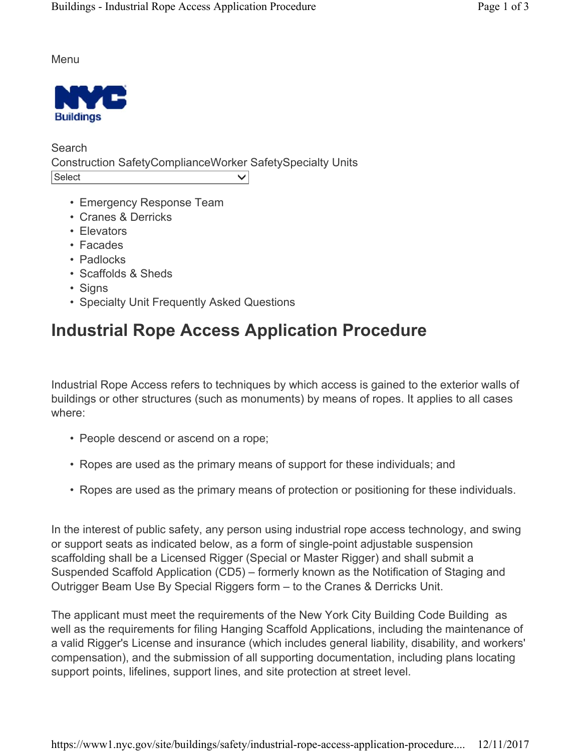Menu

NYC Buildings

Search

Construction SafetyComplianceWorker SafetySpecialty Units

Select

- Emergency Response Team
- Cranes & Derricks
- Elevators
- Facades
- Padlocks
- Scaffolds & Sheds
- Signs
- Specialty Unit Frequently Asked Questions

# Industrial Rope Access Application Procedure

Industrial Rope Access refers to techniques by which access is gained to the exterior walls of buildings or other structures (such as monuments) by means of ropes. It applies to all cases where:

- People descend or ascend on a rope;
- Ropes are used as the primary means of support for these individuals; and
- Ropes are used as the primary means of protection or positioning for these individuals.

In the interest of public safety, any person using industrial rope access technology, and swing or support seats as indicated below, as a form of single-point adjustable suspension scaffolding shall be a Licensed Rigger (Special or Master Rigger) and shall submit a Suspended Scaffold Application (CD5) – formerly known as the Notification of Staging and Outrigger Beam Use By Special Riggers form – to the Cranes & Derricks Unit.

The applicant must meet the requirements of the New York City Building Code Building as well as the requirements for filing Hanging Scaffold Applications, including the maintenance of a valid Rigger's License and insurance (which includes general liability, disability, and workers' compensation), and the submission of all supporting documentation, including plans locating support points, lifelines, support lines, and site protection at street level.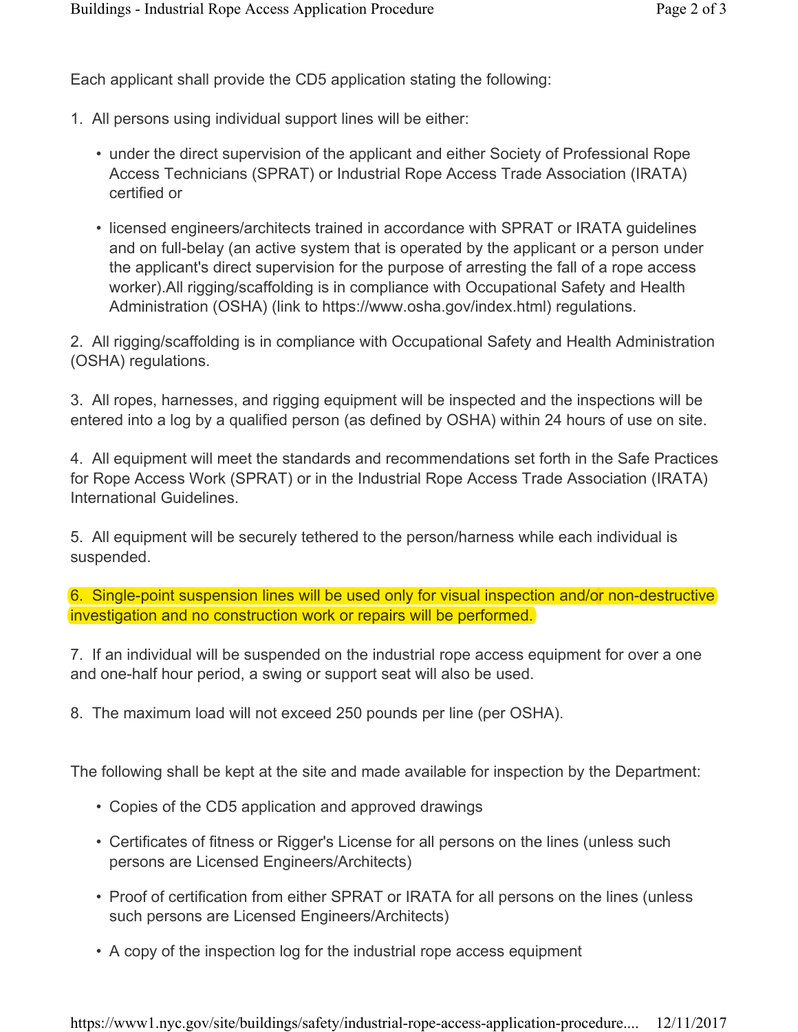Each applicant shall provide the CD5 application stating the following:

1. All persons using individual support lines will be either:

   - under the direct supervision of the applicant and either Society of Professional Rope Access Technicians (SPRAT) or Industrial Rope Access Trade Association (IRATA) certified or

   - licensed engineers/architects trained in accordance with SPRAT or IRATA guidelines and on full-belay (an active system that is operated by the applicant or a person under the applicant's direct supervision for the purpose of arresting the fall of a rope access worker).All rigging/scaffolding is in compliance with Occupational Safety and Health Administration (OSHA) (link to https://www.osha.gov/index.html) regulations.

2. All rigging/scaffolding is in compliance with Occupational Safety and Health Administration (OSHA) regulations.

3. All ropes, harnesses, and rigging equipment will be inspected and the inspections will be entered into a log by a qualified person (as defined by OSHA) within 24 hours of use on site.

4. All equipment will meet the standards and recommendations set forth in the Safe Practices for Rope Access Work (SPRAT) or in the Industrial Rope Access Trade Association (IRATA) International Guidelines.

5. All equipment will be securely tethered to the person/harness while each individual is suspended.

6. Single-point suspension lines will be used only for visual inspection and/or non-destructive investigation and no construction work or repairs will be performed.

7. If an individual will be suspended on the industrial rope access equipment for over a one and one-half hour period, a swing or support seat will also be used.

8. The maximum load will not exceed 250 pounds per line (per OSHA).

The following shall be kept at the site and made available for inspection by the Department:

- Copies of the CD5 application and approved drawings
- Certificates of fitness or Rigger's License for all persons on the lines (unless such persons are Licensed Engineers/Architects)
- Proof of certification from either SPRAT or IRATA for all persons on the lines (unless such persons are Licensed Engineers/Architects)
- A copy of the inspection log for the industrial rope access equipment